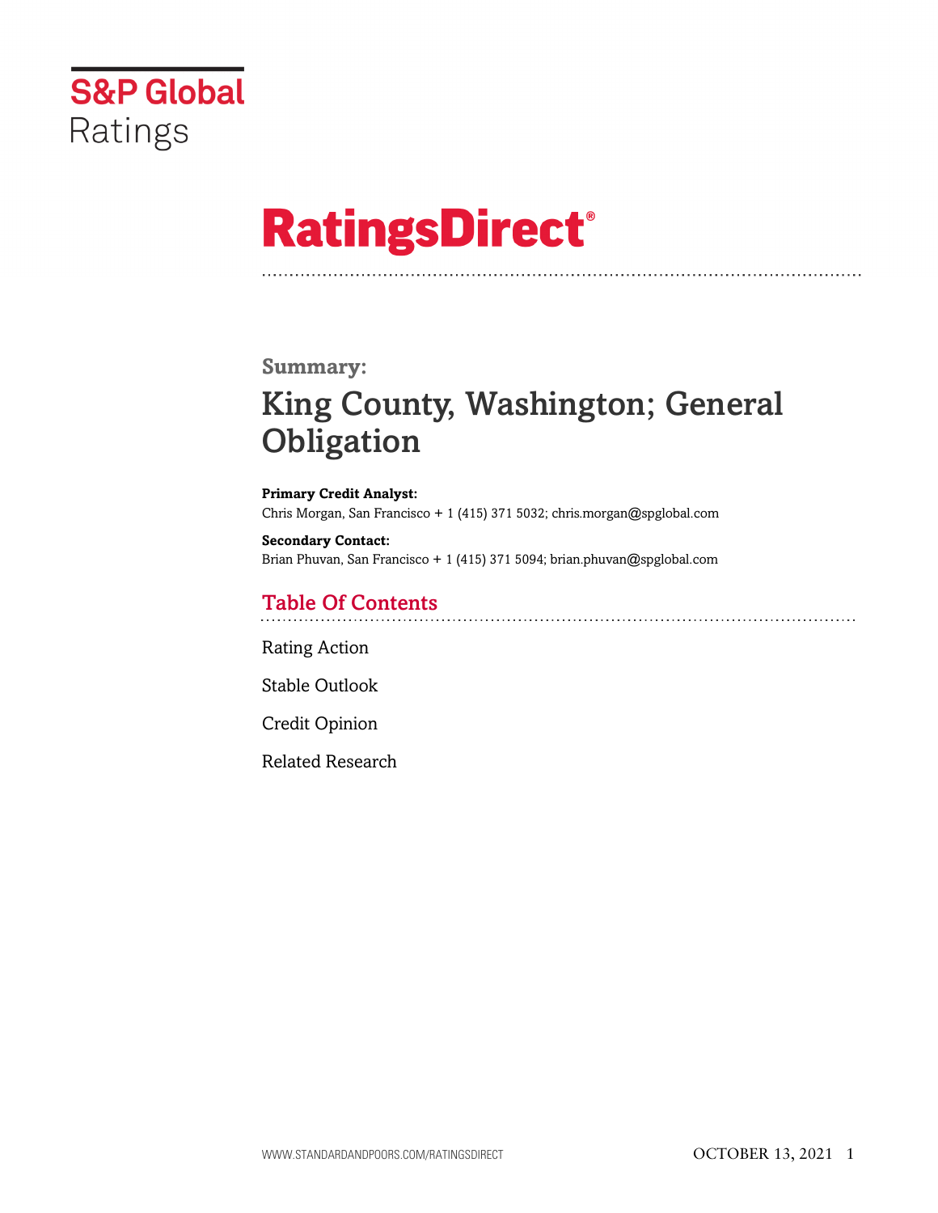S&P Global Ratings

# RatingsDirect®

## Summary:

# King County, Washington; General Obligation

**Primary Credit Analyst:**
Chris Morgan, San Francisco + 1 (415) 371 5032; chris.morgan@spglobal.com

**Secondary Contact:**
Brian Phuvan, San Francisco + 1 (415) 371 5094; brian.phuvan@spglobal.com

## Table Of Contents

Rating Action

Stable Outlook

Credit Opinion

Related Research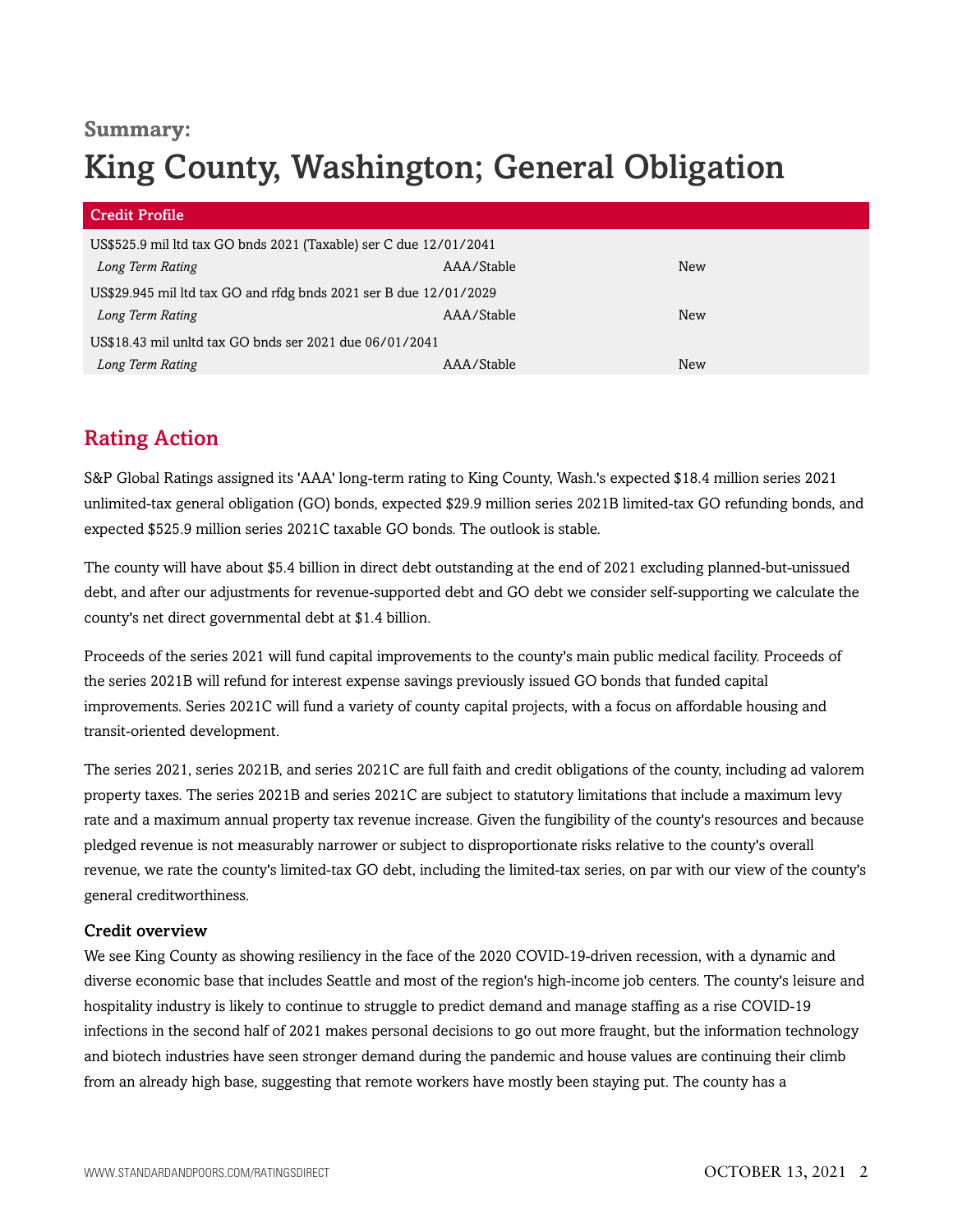**Summary:**

# King County, Washington; General Obligation

| Credit Profile | | |
|---|---|---|
| US$525.9 mil ltd tax GO bnds 2021 (Taxable) ser C due 12/01/2041 | | |
| *Long Term Rating* | AAA/Stable | New |
| US$29.945 mil ltd tax GO and rfdg bnds 2021 ser B due 12/01/2029 | | |
| *Long Term Rating* | AAA/Stable | New |
| US$18.43 mil unltd tax GO bnds ser 2021 due 06/01/2041 | | |
| *Long Term Rating* | AAA/Stable | New |

## Rating Action

S&P Global Ratings assigned its 'AAA' long-term rating to King County, Wash.'s expected $18.4 million series 2021 unlimited-tax general obligation (GO) bonds, expected $29.9 million series 2021B limited-tax GO refunding bonds, and expected $525.9 million series 2021C taxable GO bonds. The outlook is stable.

The county will have about $5.4 billion in direct debt outstanding at the end of 2021 excluding planned-but-unissued debt, and after our adjustments for revenue-supported debt and GO debt we consider self-supporting we calculate the county's net direct governmental debt at $1.4 billion.

Proceeds of the series 2021 will fund capital improvements to the county's main public medical facility. Proceeds of the series 2021B will refund for interest expense savings previously issued GO bonds that funded capital improvements. Series 2021C will fund a variety of county capital projects, with a focus on affordable housing and transit-oriented development.

The series 2021, series 2021B, and series 2021C are full faith and credit obligations of the county, including ad valorem property taxes. The series 2021B and series 2021C are subject to statutory limitations that include a maximum levy rate and a maximum annual property tax revenue increase. Given the fungibility of the county's resources and because pledged revenue is not measurably narrower or subject to disproportionate risks relative to the county's overall revenue, we rate the county's limited-tax GO debt, including the limited-tax series, on par with our view of the county's general creditworthiness.

### Credit overview

We see King County as showing resiliency in the face of the 2020 COVID-19-driven recession, with a dynamic and diverse economic base that includes Seattle and most of the region's high-income job centers. The county's leisure and hospitality industry is likely to continue to struggle to predict demand and manage staffing as a rise COVID-19 infections in the second half of 2021 makes personal decisions to go out more fraught, but the information technology and biotech industries have seen stronger demand during the pandemic and house values are continuing their climb from an already high base, suggesting that remote workers have mostly been staying put. The county has a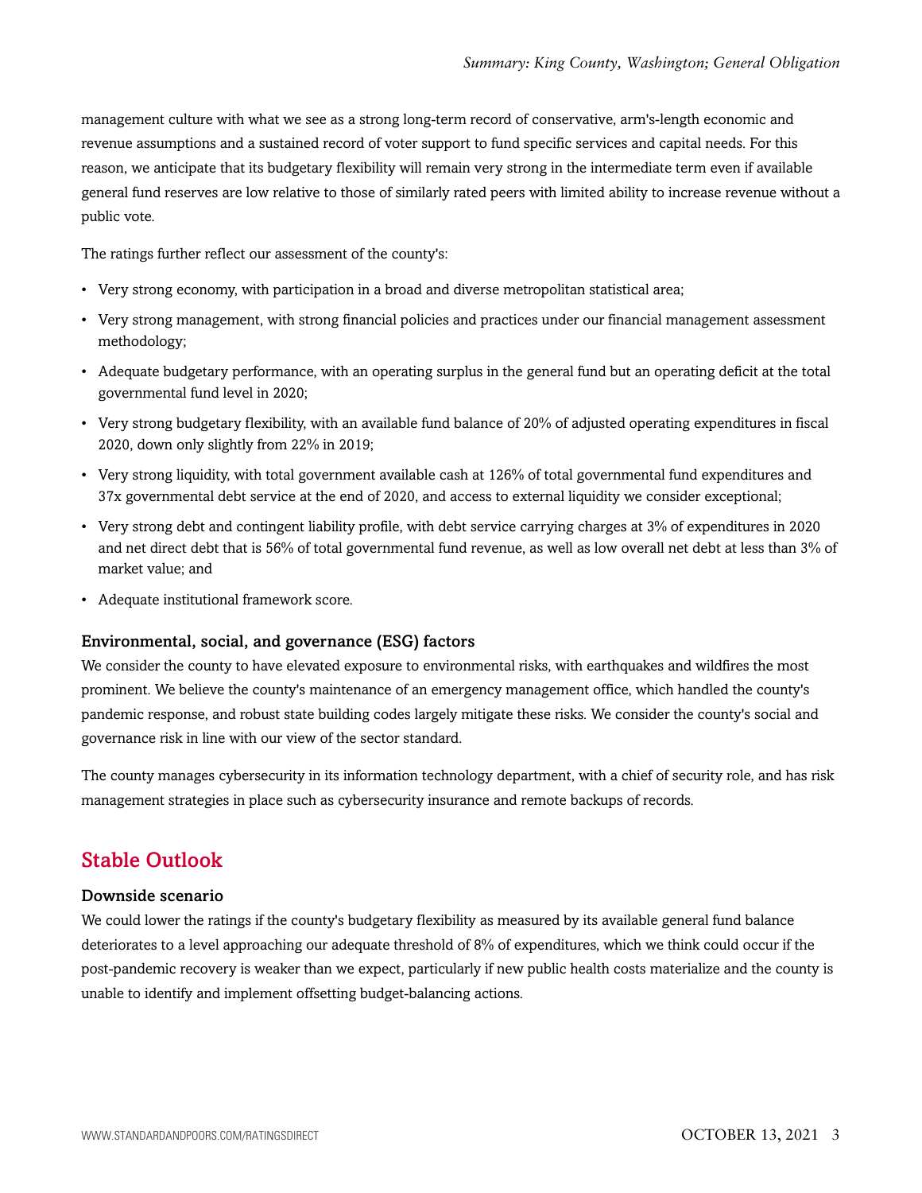management culture with what we see as a strong long-term record of conservative, arm's-length economic and revenue assumptions and a sustained record of voter support to fund specific services and capital needs. For this reason, we anticipate that its budgetary flexibility will remain very strong in the intermediate term even if available general fund reserves are low relative to those of similarly rated peers with limited ability to increase revenue without a public vote.

The ratings further reflect our assessment of the county's:

- Very strong economy, with participation in a broad and diverse metropolitan statistical area;
- Very strong management, with strong financial policies and practices under our financial management assessment methodology;
- Adequate budgetary performance, with an operating surplus in the general fund but an operating deficit at the total governmental fund level in 2020;
- Very strong budgetary flexibility, with an available fund balance of 20% of adjusted operating expenditures in fiscal 2020, down only slightly from 22% in 2019;
- Very strong liquidity, with total government available cash at 126% of total governmental fund expenditures and 37x governmental debt service at the end of 2020, and access to external liquidity we consider exceptional;
- Very strong debt and contingent liability profile, with debt service carrying charges at 3% of expenditures in 2020 and net direct debt that is 56% of total governmental fund revenue, as well as low overall net debt at less than 3% of market value; and
- Adequate institutional framework score.

### Environmental, social, and governance (ESG) factors

We consider the county to have elevated exposure to environmental risks, with earthquakes and wildfires the most prominent. We believe the county's maintenance of an emergency management office, which handled the county's pandemic response, and robust state building codes largely mitigate these risks. We consider the county's social and governance risk in line with our view of the sector standard.

The county manages cybersecurity in its information technology department, with a chief of security role, and has risk management strategies in place such as cybersecurity insurance and remote backups of records.

## Stable Outlook

### Downside scenario

We could lower the ratings if the county's budgetary flexibility as measured by its available general fund balance deteriorates to a level approaching our adequate threshold of 8% of expenditures, which we think could occur if the post-pandemic recovery is weaker than we expect, particularly if new public health costs materialize and the county is unable to identify and implement offsetting budget-balancing actions.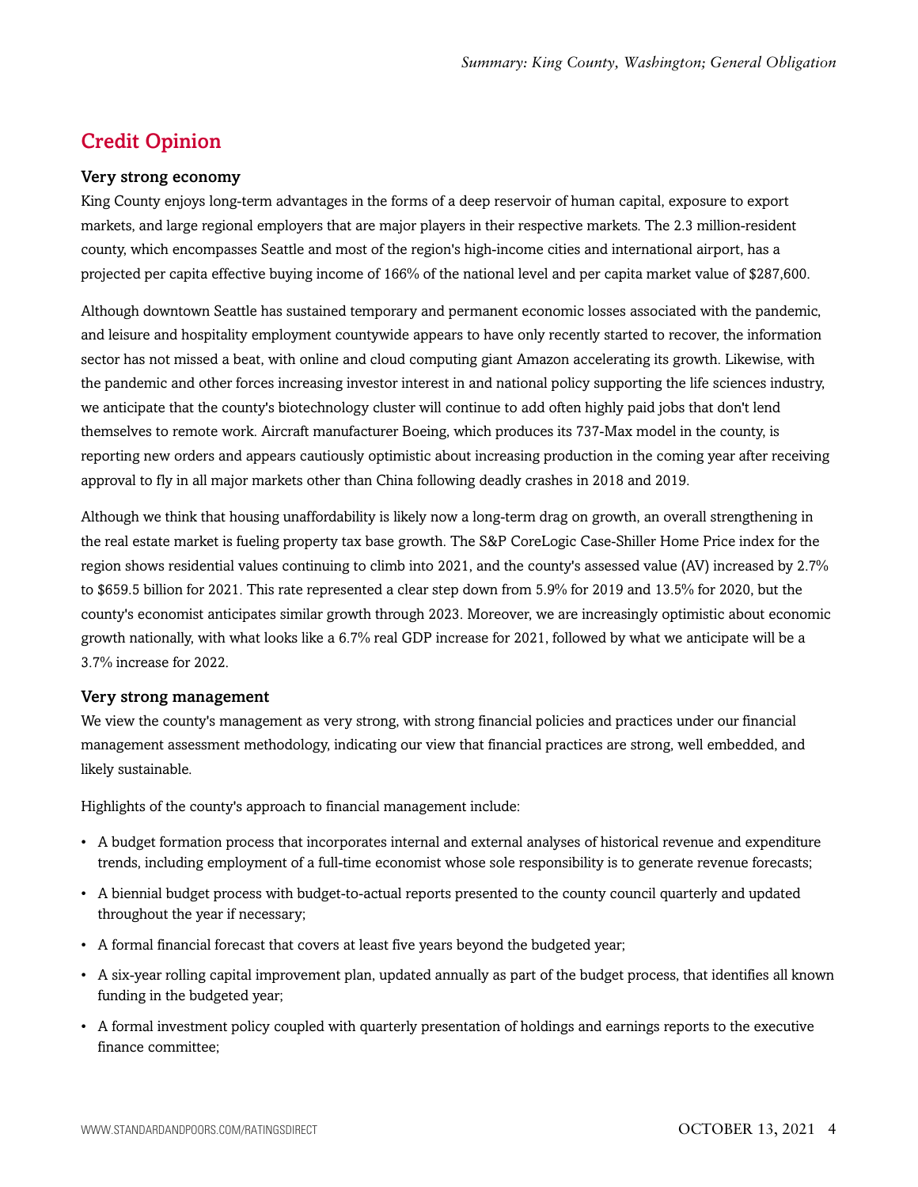## Credit Opinion

### Very strong economy

King County enjoys long-term advantages in the forms of a deep reservoir of human capital, exposure to export markets, and large regional employers that are major players in their respective markets. The 2.3 million-resident county, which encompasses Seattle and most of the region's high-income cities and international airport, has a projected per capita effective buying income of 166% of the national level and per capita market value of $287,600.

Although downtown Seattle has sustained temporary and permanent economic losses associated with the pandemic, and leisure and hospitality employment countywide appears to have only recently started to recover, the information sector has not missed a beat, with online and cloud computing giant Amazon accelerating its growth. Likewise, with the pandemic and other forces increasing investor interest in and national policy supporting the life sciences industry, we anticipate that the county's biotechnology cluster will continue to add often highly paid jobs that don't lend themselves to remote work. Aircraft manufacturer Boeing, which produces its 737-Max model in the county, is reporting new orders and appears cautiously optimistic about increasing production in the coming year after receiving approval to fly in all major markets other than China following deadly crashes in 2018 and 2019.

Although we think that housing unaffordability is likely now a long-term drag on growth, an overall strengthening in the real estate market is fueling property tax base growth. The S&P CoreLogic Case-Shiller Home Price index for the region shows residential values continuing to climb into 2021, and the county's assessed value (AV) increased by 2.7% to $659.5 billion for 2021. This rate represented a clear step down from 5.9% for 2019 and 13.5% for 2020, but the county's economist anticipates similar growth through 2023. Moreover, we are increasingly optimistic about economic growth nationally, with what looks like a 6.7% real GDP increase for 2021, followed by what we anticipate will be a 3.7% increase for 2022.

### Very strong management

We view the county's management as very strong, with strong financial policies and practices under our financial management assessment methodology, indicating our view that financial practices are strong, well embedded, and likely sustainable.

Highlights of the county's approach to financial management include:

- A budget formation process that incorporates internal and external analyses of historical revenue and expenditure trends, including employment of a full-time economist whose sole responsibility is to generate revenue forecasts;
- A biennial budget process with budget-to-actual reports presented to the county council quarterly and updated throughout the year if necessary;
- A formal financial forecast that covers at least five years beyond the budgeted year;
- A six-year rolling capital improvement plan, updated annually as part of the budget process, that identifies all known funding in the budgeted year;
- A formal investment policy coupled with quarterly presentation of holdings and earnings reports to the executive finance committee;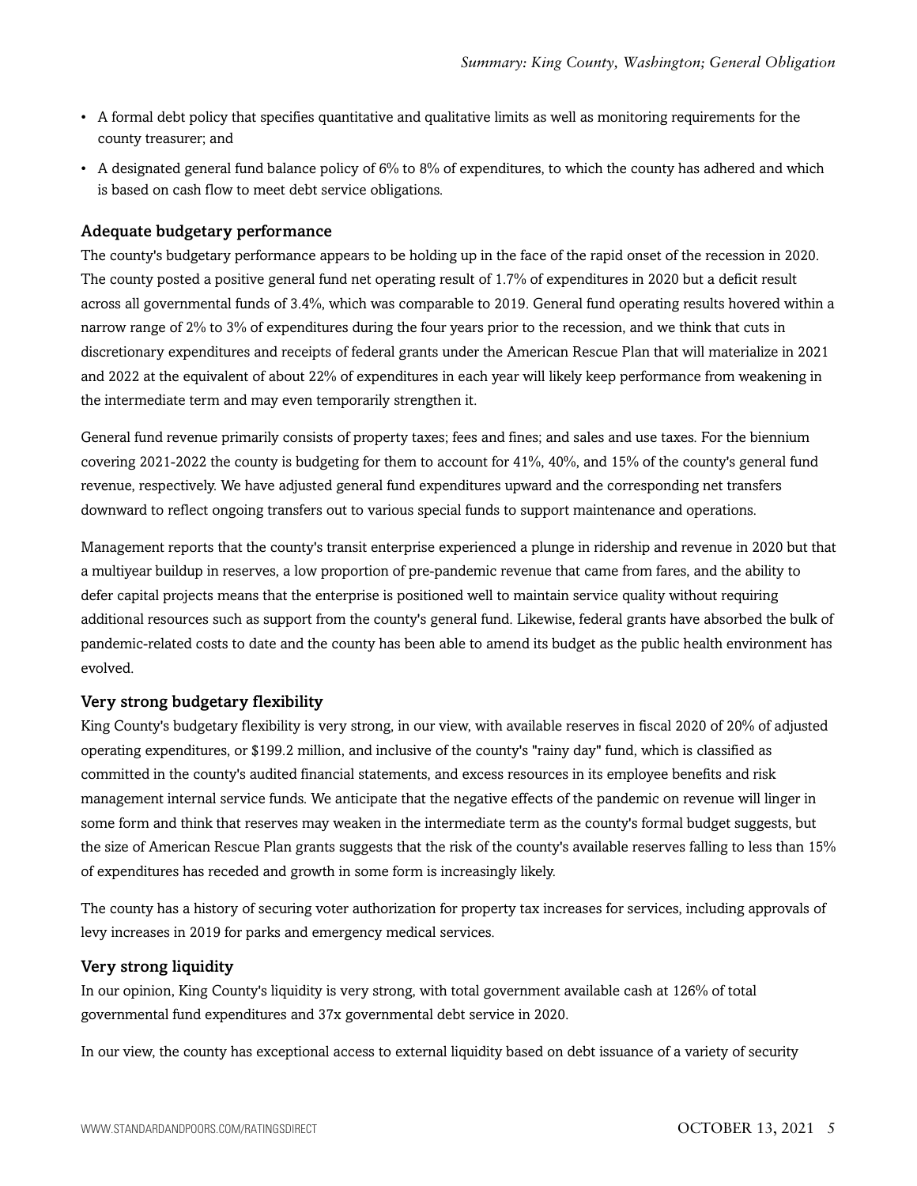- A formal debt policy that specifies quantitative and qualitative limits as well as monitoring requirements for the county treasurer; and
- A designated general fund balance policy of 6% to 8% of expenditures, to which the county has adhered and which is based on cash flow to meet debt service obligations.

### Adequate budgetary performance

The county's budgetary performance appears to be holding up in the face of the rapid onset of the recession in 2020. The county posted a positive general fund net operating result of 1.7% of expenditures in 2020 but a deficit result across all governmental funds of 3.4%, which was comparable to 2019. General fund operating results hovered within a narrow range of 2% to 3% of expenditures during the four years prior to the recession, and we think that cuts in discretionary expenditures and receipts of federal grants under the American Rescue Plan that will materialize in 2021 and 2022 at the equivalent of about 22% of expenditures in each year will likely keep performance from weakening in the intermediate term and may even temporarily strengthen it.

General fund revenue primarily consists of property taxes; fees and fines; and sales and use taxes. For the biennium covering 2021-2022 the county is budgeting for them to account for 41%, 40%, and 15% of the county's general fund revenue, respectively. We have adjusted general fund expenditures upward and the corresponding net transfers downward to reflect ongoing transfers out to various special funds to support maintenance and operations.

Management reports that the county's transit enterprise experienced a plunge in ridership and revenue in 2020 but that a multiyear buildup in reserves, a low proportion of pre-pandemic revenue that came from fares, and the ability to defer capital projects means that the enterprise is positioned well to maintain service quality without requiring additional resources such as support from the county's general fund. Likewise, federal grants have absorbed the bulk of pandemic-related costs to date and the county has been able to amend its budget as the public health environment has evolved.

### Very strong budgetary flexibility

King County's budgetary flexibility is very strong, in our view, with available reserves in fiscal 2020 of 20% of adjusted operating expenditures, or $199.2 million, and inclusive of the county's "rainy day" fund, which is classified as committed in the county's audited financial statements, and excess resources in its employee benefits and risk management internal service funds. We anticipate that the negative effects of the pandemic on revenue will linger in some form and think that reserves may weaken in the intermediate term as the county's formal budget suggests, but the size of American Rescue Plan grants suggests that the risk of the county's available reserves falling to less than 15% of expenditures has receded and growth in some form is increasingly likely.

The county has a history of securing voter authorization for property tax increases for services, including approvals of levy increases in 2019 for parks and emergency medical services.

### Very strong liquidity

In our opinion, King County's liquidity is very strong, with total government available cash at 126% of total governmental fund expenditures and 37x governmental debt service in 2020.

In our view, the county has exceptional access to external liquidity based on debt issuance of a variety of security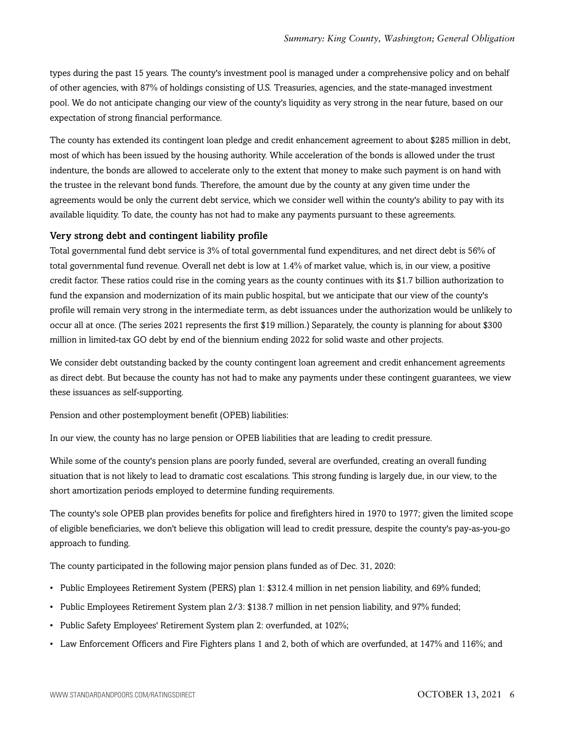types during the past 15 years. The county's investment pool is managed under a comprehensive policy and on behalf of other agencies, with 87% of holdings consisting of U.S. Treasuries, agencies, and the state-managed investment pool. We do not anticipate changing our view of the county's liquidity as very strong in the near future, based on our expectation of strong financial performance.

The county has extended its contingent loan pledge and credit enhancement agreement to about $285 million in debt, most of which has been issued by the housing authority. While acceleration of the bonds is allowed under the trust indenture, the bonds are allowed to accelerate only to the extent that money to make such payment is on hand with the trustee in the relevant bond funds. Therefore, the amount due by the county at any given time under the agreements would be only the current debt service, which we consider well within the county's ability to pay with its available liquidity. To date, the county has not had to make any payments pursuant to these agreements.

### Very strong debt and contingent liability profile

Total governmental fund debt service is 3% of total governmental fund expenditures, and net direct debt is 56% of total governmental fund revenue. Overall net debt is low at 1.4% of market value, which is, in our view, a positive credit factor. These ratios could rise in the coming years as the county continues with its $1.7 billion authorization to fund the expansion and modernization of its main public hospital, but we anticipate that our view of the county's profile will remain very strong in the intermediate term, as debt issuances under the authorization would be unlikely to occur all at once. (The series 2021 represents the first $19 million.) Separately, the county is planning for about $300 million in limited-tax GO debt by end of the biennium ending 2022 for solid waste and other projects.

We consider debt outstanding backed by the county contingent loan agreement and credit enhancement agreements as direct debt. But because the county has not had to make any payments under these contingent guarantees, we view these issuances as self-supporting.

Pension and other postemployment benefit (OPEB) liabilities:

In our view, the county has no large pension or OPEB liabilities that are leading to credit pressure.

While some of the county's pension plans are poorly funded, several are overfunded, creating an overall funding situation that is not likely to lead to dramatic cost escalations. This strong funding is largely due, in our view, to the short amortization periods employed to determine funding requirements.

The county's sole OPEB plan provides benefits for police and firefighters hired in 1970 to 1977; given the limited scope of eligible beneficiaries, we don't believe this obligation will lead to credit pressure, despite the county's pay-as-you-go approach to funding.

The county participated in the following major pension plans funded as of Dec. 31, 2020:

- Public Employees Retirement System (PERS) plan 1: $312.4 million in net pension liability, and 69% funded;
- Public Employees Retirement System plan 2/3: $138.7 million in net pension liability, and 97% funded;
- Public Safety Employees' Retirement System plan 2: overfunded, at 102%;
- Law Enforcement Officers and Fire Fighters plans 1 and 2, both of which are overfunded, at 147% and 116%; and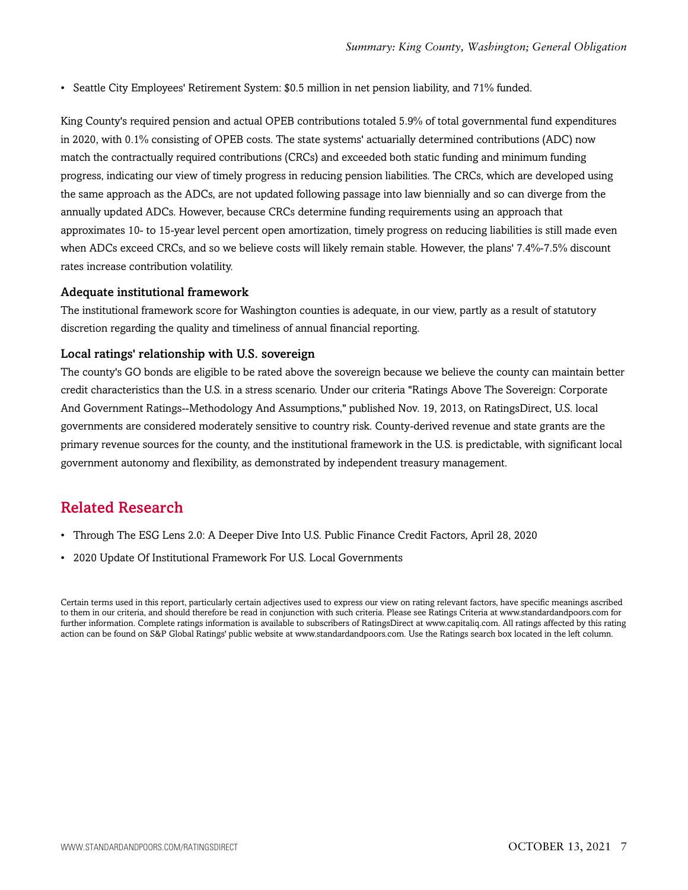- Seattle City Employees' Retirement System: $0.5 million in net pension liability, and 71% funded.

King County's required pension and actual OPEB contributions totaled 5.9% of total governmental fund expenditures in 2020, with 0.1% consisting of OPEB costs. The state systems' actuarially determined contributions (ADC) now match the contractually required contributions (CRCs) and exceeded both static funding and minimum funding progress, indicating our view of timely progress in reducing pension liabilities. The CRCs, which are developed using the same approach as the ADCs, are not updated following passage into law biennially and so can diverge from the annually updated ADCs. However, because CRCs determine funding requirements using an approach that approximates 10- to 15-year level percent open amortization, timely progress on reducing liabilities is still made even when ADCs exceed CRCs, and so we believe costs will likely remain stable. However, the plans' 7.4%-7.5% discount rates increase contribution volatility.

### Adequate institutional framework

The institutional framework score for Washington counties is adequate, in our view, partly as a result of statutory discretion regarding the quality and timeliness of annual financial reporting.

### Local ratings' relationship with U.S. sovereign

The county's GO bonds are eligible to be rated above the sovereign because we believe the county can maintain better credit characteristics than the U.S. in a stress scenario. Under our criteria "Ratings Above The Sovereign: Corporate And Government Ratings--Methodology And Assumptions," published Nov. 19, 2013, on RatingsDirect, U.S. local governments are considered moderately sensitive to country risk. County-derived revenue and state grants are the primary revenue sources for the county, and the institutional framework in the U.S. is predictable, with significant local government autonomy and flexibility, as demonstrated by independent treasury management.

## Related Research

- Through The ESG Lens 2.0: A Deeper Dive Into U.S. Public Finance Credit Factors, April 28, 2020
- 2020 Update Of Institutional Framework For U.S. Local Governments

Certain terms used in this report, particularly certain adjectives used to express our view on rating relevant factors, have specific meanings ascribed to them in our criteria, and should therefore be read in conjunction with such criteria. Please see Ratings Criteria at www.standardandpoors.com for further information. Complete ratings information is available to subscribers of RatingsDirect at www.capitaliq.com. All ratings affected by this rating action can be found on S&P Global Ratings' public website at www.standardandpoors.com. Use the Ratings search box located in the left column.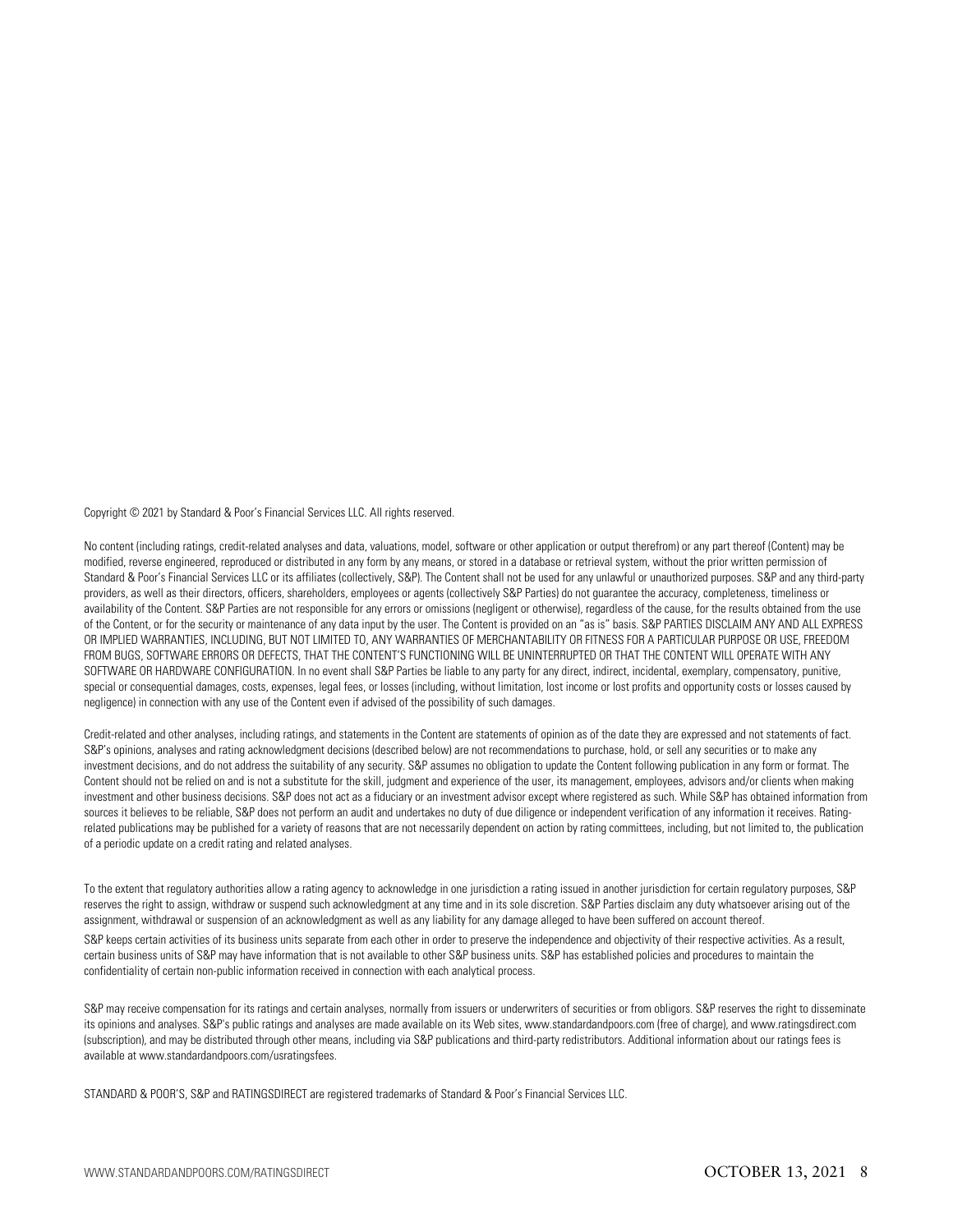Copyright © 2021 by Standard & Poor's Financial Services LLC. All rights reserved.

No content (including ratings, credit-related analyses and data, valuations, model, software or other application or output therefrom) or any part thereof (Content) may be modified, reverse engineered, reproduced or distributed in any form by any means, or stored in a database or retrieval system, without the prior written permission of Standard & Poor's Financial Services LLC or its affiliates (collectively, S&P). The Content shall not be used for any unlawful or unauthorized purposes. S&P and any third-party providers, as well as their directors, officers, shareholders, employees or agents (collectively S&P Parties) do not guarantee the accuracy, completeness, timeliness or availability of the Content. S&P Parties are not responsible for any errors or omissions (negligent or otherwise), regardless of the cause, for the results obtained from the use of the Content, or for the security or maintenance of any data input by the user. The Content is provided on an "as is" basis. S&P PARTIES DISCLAIM ANY AND ALL EXPRESS OR IMPLIED WARRANTIES, INCLUDING, BUT NOT LIMITED TO, ANY WARRANTIES OF MERCHANTABILITY OR FITNESS FOR A PARTICULAR PURPOSE OR USE, FREEDOM FROM BUGS, SOFTWARE ERRORS OR DEFECTS, THAT THE CONTENT'S FUNCTIONING WILL BE UNINTERRUPTED OR THAT THE CONTENT WILL OPERATE WITH ANY SOFTWARE OR HARDWARE CONFIGURATION. In no event shall S&P Parties be liable to any party for any direct, indirect, incidental, exemplary, compensatory, punitive, special or consequential damages, costs, expenses, legal fees, or losses (including, without limitation, lost income or lost profits and opportunity costs or losses caused by negligence) in connection with any use of the Content even if advised of the possibility of such damages.

Credit-related and other analyses, including ratings, and statements in the Content are statements of opinion as of the date they are expressed and not statements of fact. S&P's opinions, analyses and rating acknowledgment decisions (described below) are not recommendations to purchase, hold, or sell any securities or to make any investment decisions, and do not address the suitability of any security. S&P assumes no obligation to update the Content following publication in any form or format. The Content should not be relied on and is not a substitute for the skill, judgment and experience of the user, its management, employees, advisors and/or clients when making investment and other business decisions. S&P does not act as a fiduciary or an investment advisor except where registered as such. While S&P has obtained information from sources it believes to be reliable, S&P does not perform an audit and undertakes no duty of due diligence or independent verification of any information it receives. Rating-related publications may be published for a variety of reasons that are not necessarily dependent on action by rating committees, including, but not limited to, the publication of a periodic update on a credit rating and related analyses.

To the extent that regulatory authorities allow a rating agency to acknowledge in one jurisdiction a rating issued in another jurisdiction for certain regulatory purposes, S&P reserves the right to assign, withdraw or suspend such acknowledgment at any time and in its sole discretion. S&P Parties disclaim any duty whatsoever arising out of the assignment, withdrawal or suspension of an acknowledgment as well as any liability for any damage alleged to have been suffered on account thereof.

S&P keeps certain activities of its business units separate from each other in order to preserve the independence and objectivity of their respective activities. As a result, certain business units of S&P may have information that is not available to other S&P business units. S&P has established policies and procedures to maintain the confidentiality of certain non-public information received in connection with each analytical process.

S&P may receive compensation for its ratings and certain analyses, normally from issuers or underwriters of securities or from obligors. S&P reserves the right to disseminate its opinions and analyses. S&P's public ratings and analyses are made available on its Web sites, www.standardandpoors.com (free of charge), and www.ratingsdirect.com (subscription), and may be distributed through other means, including via S&P publications and third-party redistributors. Additional information about our ratings fees is available at www.standardandpoors.com/usratingsfees.

STANDARD & POOR'S, S&P and RATINGSDIRECT are registered trademarks of Standard & Poor's Financial Services LLC.